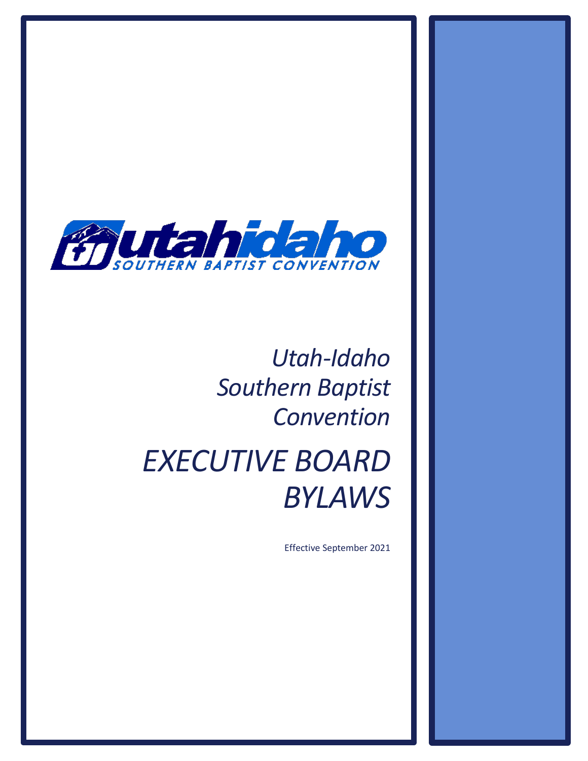utahidaho
SOUTHERN BAPTIST CONVENTION

*Utah-Idaho Southern Baptist Convention*

# *EXECUTIVE BOARD BYLAWS*

Effective September 2021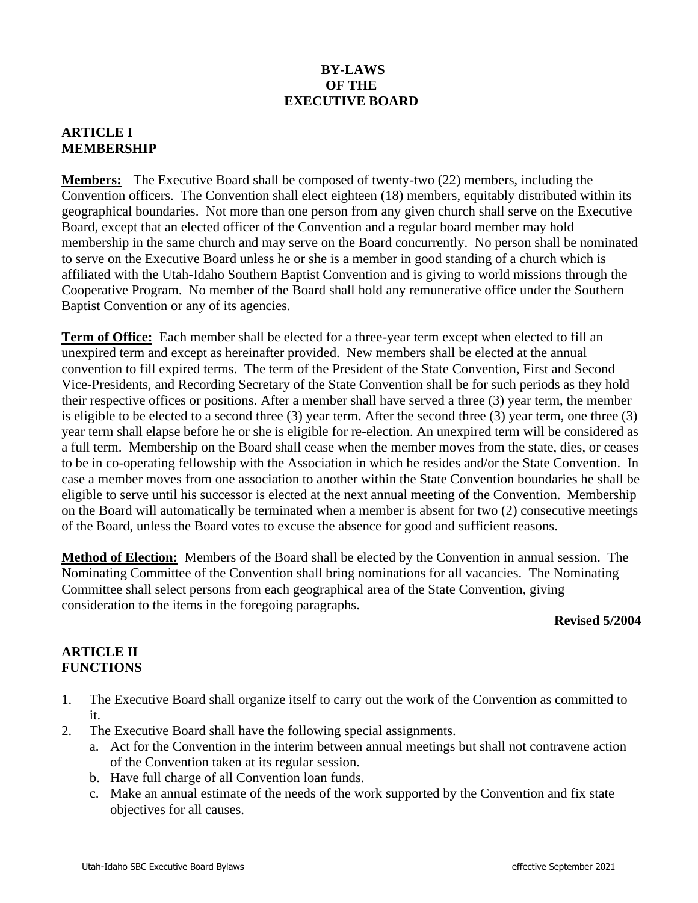# BY-LAWS OF THE EXECUTIVE BOARD

## ARTICLE I MEMBERSHIP

**Members:** The Executive Board shall be composed of twenty-two (22) members, including the Convention officers. The Convention shall elect eighteen (18) members, equitably distributed within its geographical boundaries. Not more than one person from any given church shall serve on the Executive Board, except that an elected officer of the Convention and a regular board member may hold membership in the same church and may serve on the Board concurrently. No person shall be nominated to serve on the Executive Board unless he or she is a member in good standing of a church which is affiliated with the Utah-Idaho Southern Baptist Convention and is giving to world missions through the Cooperative Program. No member of the Board shall hold any remunerative office under the Southern Baptist Convention or any of its agencies.

**Term of Office:** Each member shall be elected for a three-year term except when elected to fill an unexpired term and except as hereinafter provided. New members shall be elected at the annual convention to fill expired terms. The term of the President of the State Convention, First and Second Vice-Presidents, and Recording Secretary of the State Convention shall be for such periods as they hold their respective offices or positions. After a member shall have served a three (3) year term, the member is eligible to be elected to a second three (3) year term. After the second three (3) year term, one three (3) year term shall elapse before he or she is eligible for re-election. An unexpired term will be considered as a full term. Membership on the Board shall cease when the member moves from the state, dies, or ceases to be in co-operating fellowship with the Association in which he resides and/or the State Convention. In case a member moves from one association to another within the State Convention boundaries he shall be eligible to serve until his successor is elected at the next annual meeting of the Convention. Membership on the Board will automatically be terminated when a member is absent for two (2) consecutive meetings of the Board, unless the Board votes to excuse the absence for good and sufficient reasons.

**Method of Election:** Members of the Board shall be elected by the Convention in annual session. The Nominating Committee of the Convention shall bring nominations for all vacancies. The Nominating Committee shall select persons from each geographical area of the State Convention, giving consideration to the items in the foregoing paragraphs.

**Revised 5/2004**

## ARTICLE II FUNCTIONS

1. The Executive Board shall organize itself to carry out the work of the Convention as committed to it.
2. The Executive Board shall have the following special assignments.
   a. Act for the Convention in the interim between annual meetings but shall not contravene action of the Convention taken at its regular session.
   b. Have full charge of all Convention loan funds.
   c. Make an annual estimate of the needs of the work supported by the Convention and fix state objectives for all causes.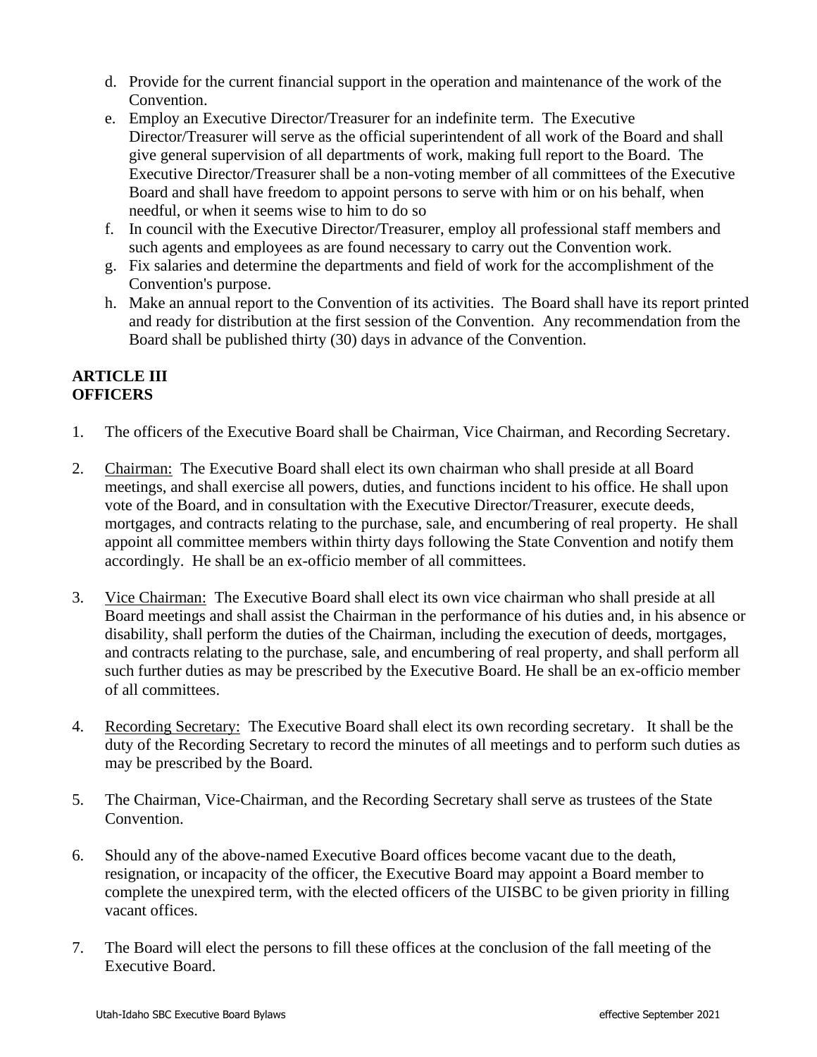d. Provide for the current financial support in the operation and maintenance of the work of the Convention.
e. Employ an Executive Director/Treasurer for an indefinite term. The Executive Director/Treasurer will serve as the official superintendent of all work of the Board and shall give general supervision of all departments of work, making full report to the Board. The Executive Director/Treasurer shall be a non-voting member of all committees of the Executive Board and shall have freedom to appoint persons to serve with him or on his behalf, when needful, or when it seems wise to him to do so
f. In council with the Executive Director/Treasurer, employ all professional staff members and such agents and employees as are found necessary to carry out the Convention work.
g. Fix salaries and determine the departments and field of work for the accomplishment of the Convention's purpose.
h. Make an annual report to the Convention of its activities. The Board shall have its report printed and ready for distribution at the first session of the Convention. Any recommendation from the Board shall be published thirty (30) days in advance of the Convention.

## ARTICLE III
## OFFICERS

1. The officers of the Executive Board shall be Chairman, Vice Chairman, and Recording Secretary.

2. <u>Chairman:</u> The Executive Board shall elect its own chairman who shall preside at all Board meetings, and shall exercise all powers, duties, and functions incident to his office. He shall upon vote of the Board, and in consultation with the Executive Director/Treasurer, execute deeds, mortgages, and contracts relating to the purchase, sale, and encumbering of real property. He shall appoint all committee members within thirty days following the State Convention and notify them accordingly. He shall be an ex-officio member of all committees.

3. <u>Vice Chairman:</u> The Executive Board shall elect its own vice chairman who shall preside at all Board meetings and shall assist the Chairman in the performance of his duties and, in his absence or disability, shall perform the duties of the Chairman, including the execution of deeds, mortgages, and contracts relating to the purchase, sale, and encumbering of real property, and shall perform all such further duties as may be prescribed by the Executive Board. He shall be an ex-officio member of all committees.

4. <u>Recording Secretary:</u> The Executive Board shall elect its own recording secretary. It shall be the duty of the Recording Secretary to record the minutes of all meetings and to perform such duties as may be prescribed by the Board.

5. The Chairman, Vice-Chairman, and the Recording Secretary shall serve as trustees of the State Convention.

6. Should any of the above-named Executive Board offices become vacant due to the death, resignation, or incapacity of the officer, the Executive Board may appoint a Board member to complete the unexpired term, with the elected officers of the UISBC to be given priority in filling vacant offices.

7. The Board will elect the persons to fill these offices at the conclusion of the fall meeting of the Executive Board.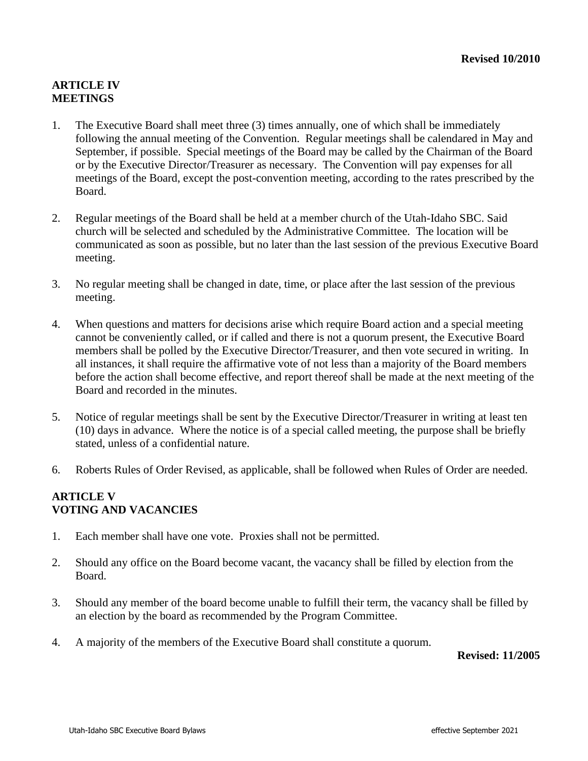**Revised 10/2010**

## ARTICLE IV
## MEETINGS

1. The Executive Board shall meet three (3) times annually, one of which shall be immediately following the annual meeting of the Convention. Regular meetings shall be calendared in May and September, if possible. Special meetings of the Board may be called by the Chairman of the Board or by the Executive Director/Treasurer as necessary. The Convention will pay expenses for all meetings of the Board, except the post-convention meeting, according to the rates prescribed by the Board.

2. Regular meetings of the Board shall be held at a member church of the Utah-Idaho SBC. Said church will be selected and scheduled by the Administrative Committee. The location will be communicated as soon as possible, but no later than the last session of the previous Executive Board meeting.

3. No regular meeting shall be changed in date, time, or place after the last session of the previous meeting.

4. When questions and matters for decisions arise which require Board action and a special meeting cannot be conveniently called, or if called and there is not a quorum present, the Executive Board members shall be polled by the Executive Director/Treasurer, and then vote secured in writing. In all instances, it shall require the affirmative vote of not less than a majority of the Board members before the action shall become effective, and report thereof shall be made at the next meeting of the Board and recorded in the minutes.

5. Notice of regular meetings shall be sent by the Executive Director/Treasurer in writing at least ten (10) days in advance. Where the notice is of a special called meeting, the purpose shall be briefly stated, unless of a confidential nature.

6. Roberts Rules of Order Revised, as applicable, shall be followed when Rules of Order are needed.

## ARTICLE V
## VOTING AND VACANCIES

1. Each member shall have one vote. Proxies shall not be permitted.

2. Should any office on the Board become vacant, the vacancy shall be filled by election from the Board.

3. Should any member of the board become unable to fulfill their term, the vacancy shall be filled by an election by the board as recommended by the Program Committee.

4. A majority of the members of the Executive Board shall constitute a quorum.

**Revised: 11/2005**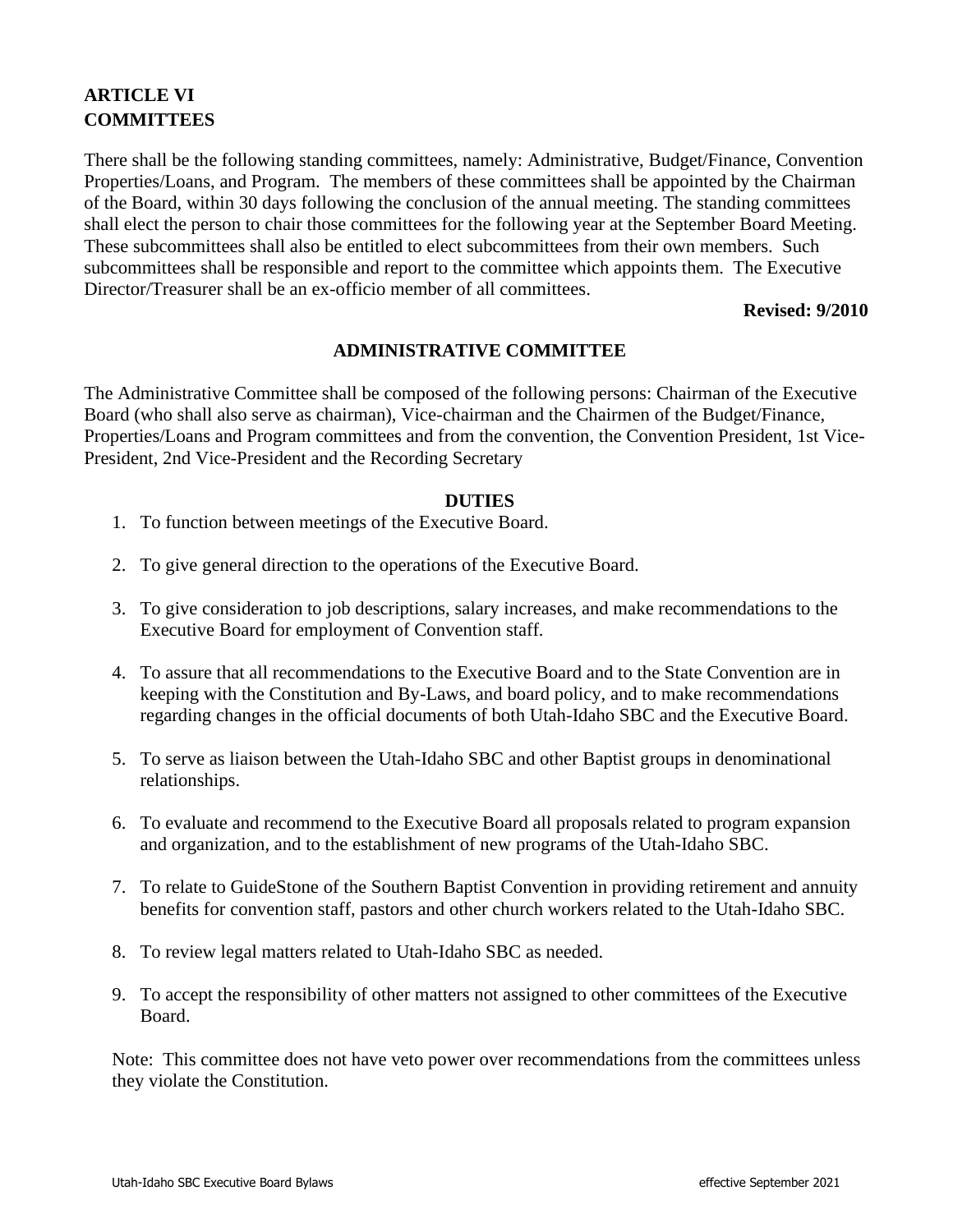## ARTICLE VI
## COMMITTEES

There shall be the following standing committees, namely: Administrative, Budget/Finance, Convention Properties/Loans, and Program. The members of these committees shall be appointed by the Chairman of the Board, within 30 days following the conclusion of the annual meeting. The standing committees shall elect the person to chair those committees for the following year at the September Board Meeting. These subcommittees shall also be entitled to elect subcommittees from their own members. Such subcommittees shall be responsible and report to the committee which appoints them. The Executive Director/Treasurer shall be an ex-officio member of all committees.

**Revised: 9/2010**

### ADMINISTRATIVE COMMITTEE

The Administrative Committee shall be composed of the following persons: Chairman of the Executive Board (who shall also serve as chairman), Vice-chairman and the Chairmen of the Budget/Finance, Properties/Loans and Program committees and from the convention, the Convention President, 1st Vice-President, 2nd Vice-President and the Recording Secretary

**DUTIES**

1. To function between meetings of the Executive Board.
2. To give general direction to the operations of the Executive Board.
3. To give consideration to job descriptions, salary increases, and make recommendations to the Executive Board for employment of Convention staff.
4. To assure that all recommendations to the Executive Board and to the State Convention are in keeping with the Constitution and By-Laws, and board policy, and to make recommendations regarding changes in the official documents of both Utah-Idaho SBC and the Executive Board.
5. To serve as liaison between the Utah-Idaho SBC and other Baptist groups in denominational relationships.
6. To evaluate and recommend to the Executive Board all proposals related to program expansion and organization, and to the establishment of new programs of the Utah-Idaho SBC.
7. To relate to GuideStone of the Southern Baptist Convention in providing retirement and annuity benefits for convention staff, pastors and other church workers related to the Utah-Idaho SBC.
8. To review legal matters related to Utah-Idaho SBC as needed.
9. To accept the responsibility of other matters not assigned to other committees of the Executive Board.

Note: This committee does not have veto power over recommendations from the committees unless they violate the Constitution.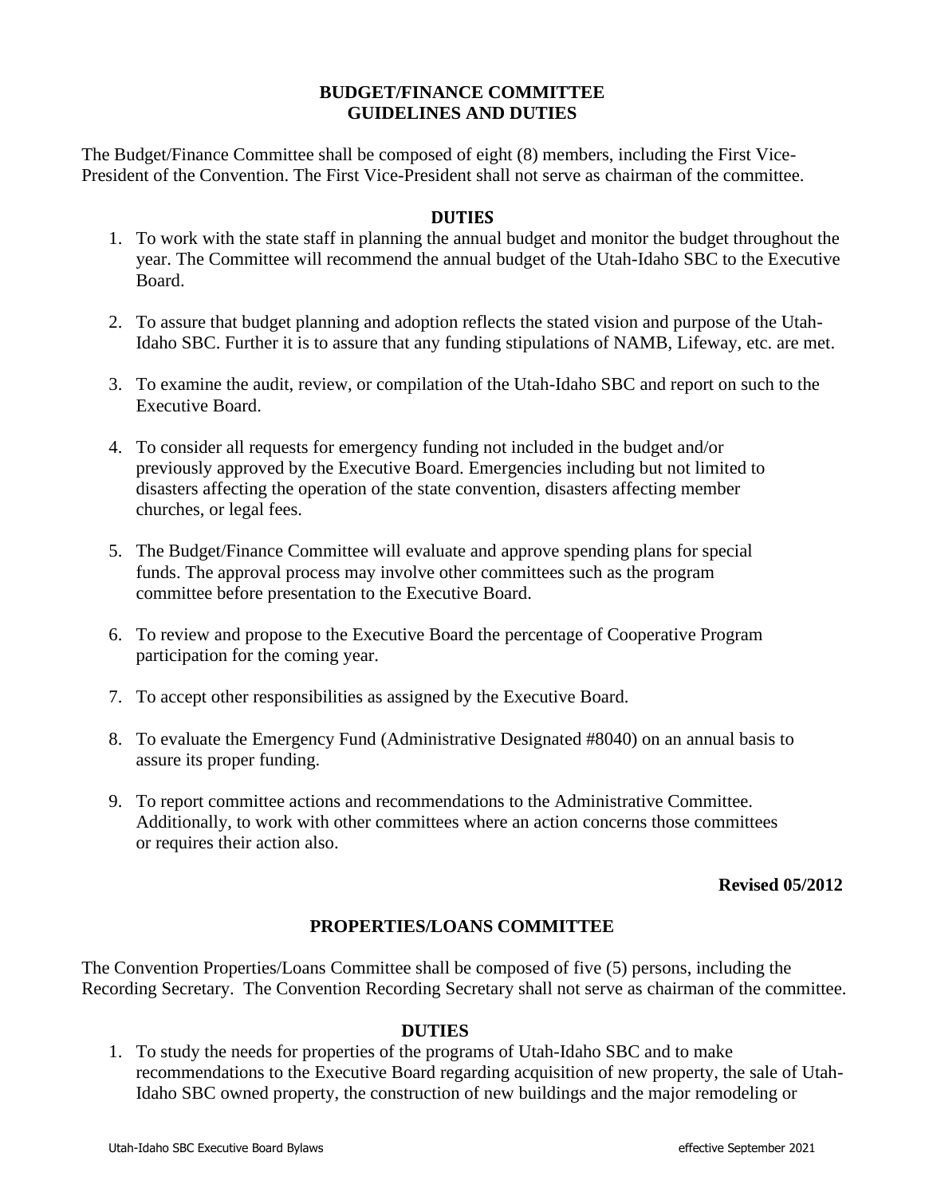## BUDGET/FINANCE COMMITTEE GUIDELINES AND DUTIES

The Budget/Finance Committee shall be composed of eight (8) members, including the First Vice-President of the Convention. The First Vice-President shall not serve as chairman of the committee.

### DUTIES

1. To work with the state staff in planning the annual budget and monitor the budget throughout the year. The Committee will recommend the annual budget of the Utah-Idaho SBC to the Executive Board.

2. To assure that budget planning and adoption reflects the stated vision and purpose of the Utah-Idaho SBC. Further it is to assure that any funding stipulations of NAMB, Lifeway, etc. are met.

3. To examine the audit, review, or compilation of the Utah-Idaho SBC and report on such to the Executive Board.

4. To consider all requests for emergency funding not included in the budget and/or previously approved by the Executive Board. Emergencies including but not limited to disasters affecting the operation of the state convention, disasters affecting member churches, or legal fees.

5. The Budget/Finance Committee will evaluate and approve spending plans for special funds. The approval process may involve other committees such as the program committee before presentation to the Executive Board.

6. To review and propose to the Executive Board the percentage of Cooperative Program participation for the coming year.

7. To accept other responsibilities as assigned by the Executive Board.

8. To evaluate the Emergency Fund (Administrative Designated #8040) on an annual basis to assure its proper funding.

9. To report committee actions and recommendations to the Administrative Committee. Additionally, to work with other committees where an action concerns those committees or requires their action also.

**Revised 05/2012**

## PROPERTIES/LOANS COMMITTEE

The Convention Properties/Loans Committee shall be composed of five (5) persons, including the Recording Secretary. The Convention Recording Secretary shall not serve as chairman of the committee.

### DUTIES

1. To study the needs for properties of the programs of Utah-Idaho SBC and to make recommendations to the Executive Board regarding acquisition of new property, the sale of Utah-Idaho SBC owned property, the construction of new buildings and the major remodeling or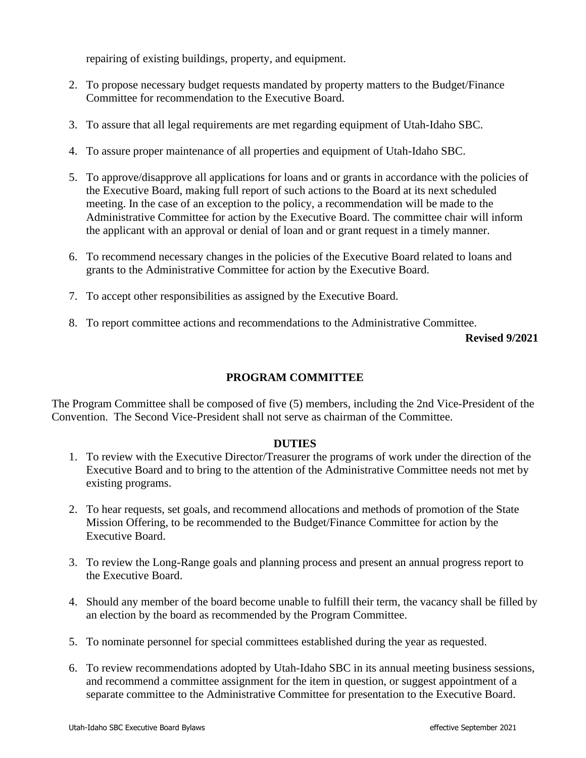repairing of existing buildings, property, and equipment.

2. To propose necessary budget requests mandated by property matters to the Budget/Finance Committee for recommendation to the Executive Board.

3. To assure that all legal requirements are met regarding equipment of Utah-Idaho SBC.

4. To assure proper maintenance of all properties and equipment of Utah-Idaho SBC.

5. To approve/disapprove all applications for loans and or grants in accordance with the policies of the Executive Board, making full report of such actions to the Board at its next scheduled meeting. In the case of an exception to the policy, a recommendation will be made to the Administrative Committee for action by the Executive Board. The committee chair will inform the applicant with an approval or denial of loan and or grant request in a timely manner.

6. To recommend necessary changes in the policies of the Executive Board related to loans and grants to the Administrative Committee for action by the Executive Board.

7. To accept other responsibilities as assigned by the Executive Board.

8. To report committee actions and recommendations to the Administrative Committee.

**Revised 9/2021**

## PROGRAM COMMITTEE

The Program Committee shall be composed of five (5) members, including the 2nd Vice-President of the Convention. The Second Vice-President shall not serve as chairman of the Committee.

### DUTIES

1. To review with the Executive Director/Treasurer the programs of work under the direction of the Executive Board and to bring to the attention of the Administrative Committee needs not met by existing programs.

2. To hear requests, set goals, and recommend allocations and methods of promotion of the State Mission Offering, to be recommended to the Budget/Finance Committee for action by the Executive Board.

3. To review the Long-Range goals and planning process and present an annual progress report to the Executive Board.

4. Should any member of the board become unable to fulfill their term, the vacancy shall be filled by an election by the board as recommended by the Program Committee.

5. To nominate personnel for special committees established during the year as requested.

6. To review recommendations adopted by Utah-Idaho SBC in its annual meeting business sessions, and recommend a committee assignment for the item in question, or suggest appointment of a separate committee to the Administrative Committee for presentation to the Executive Board.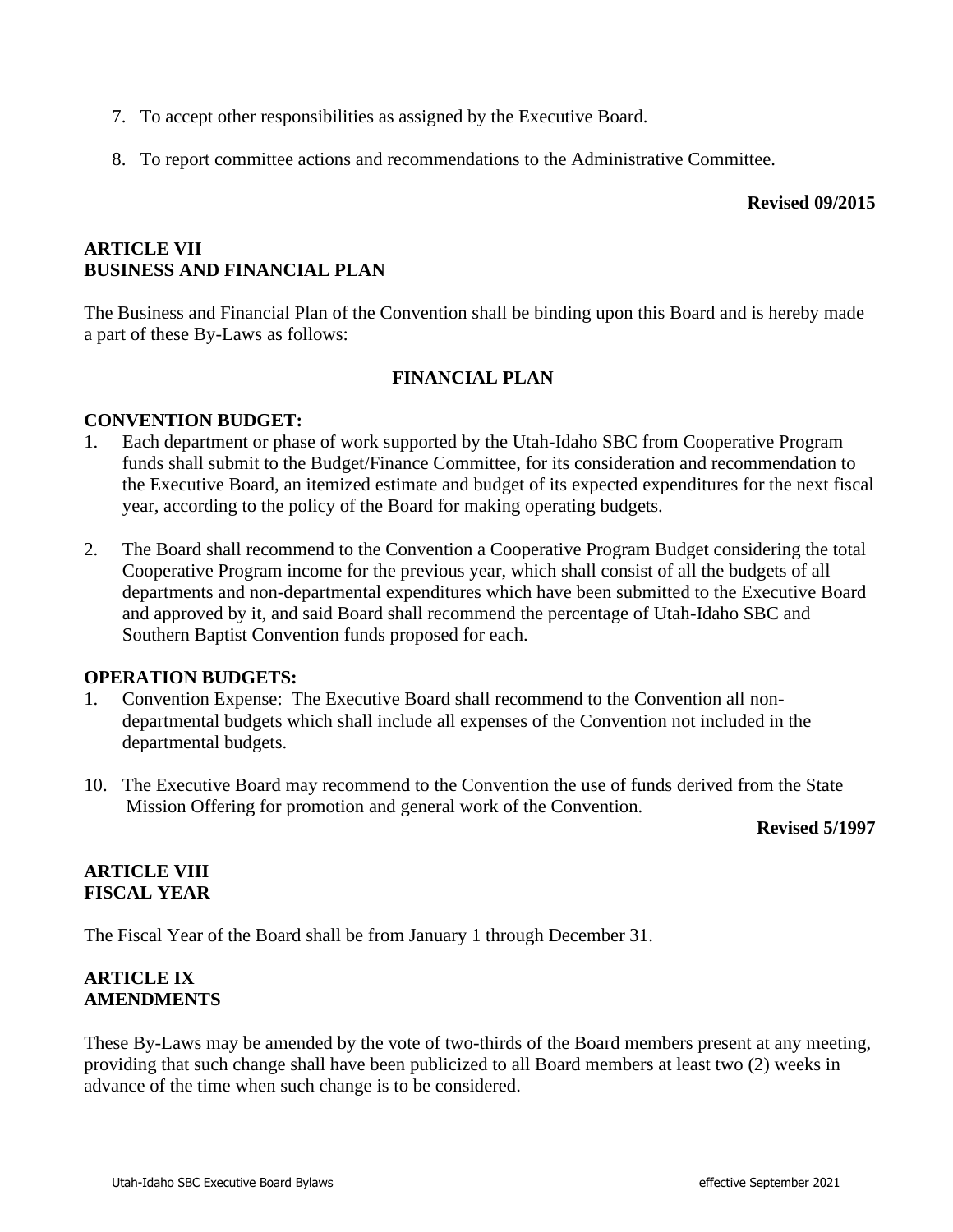7. To accept other responsibilities as assigned by the Executive Board.

8. To report committee actions and recommendations to the Administrative Committee.

**Revised 09/2015**

**ARTICLE VII**
**BUSINESS AND FINANCIAL PLAN**

The Business and Financial Plan of the Convention shall be binding upon this Board and is hereby made a part of these By-Laws as follows:

**FINANCIAL PLAN**

**CONVENTION BUDGET:**

1. Each department or phase of work supported by the Utah-Idaho SBC from Cooperative Program funds shall submit to the Budget/Finance Committee, for its consideration and recommendation to the Executive Board, an itemized estimate and budget of its expected expenditures for the next fiscal year, according to the policy of the Board for making operating budgets.

2. The Board shall recommend to the Convention a Cooperative Program Budget considering the total Cooperative Program income for the previous year, which shall consist of all the budgets of all departments and non-departmental expenditures which have been submitted to the Executive Board and approved by it, and said Board shall recommend the percentage of Utah-Idaho SBC and Southern Baptist Convention funds proposed for each.

**OPERATION BUDGETS:**

1. Convention Expense: The Executive Board shall recommend to the Convention all non-departmental budgets which shall include all expenses of the Convention not included in the departmental budgets.

10. The Executive Board may recommend to the Convention the use of funds derived from the State Mission Offering for promotion and general work of the Convention.

**Revised 5/1997**

**ARTICLE VIII**
**FISCAL YEAR**

The Fiscal Year of the Board shall be from January 1 through December 31.

**ARTICLE IX**
**AMENDMENTS**

These By-Laws may be amended by the vote of two-thirds of the Board members present at any meeting, providing that such change shall have been publicized to all Board members at least two (2) weeks in advance of the time when such change is to be considered.